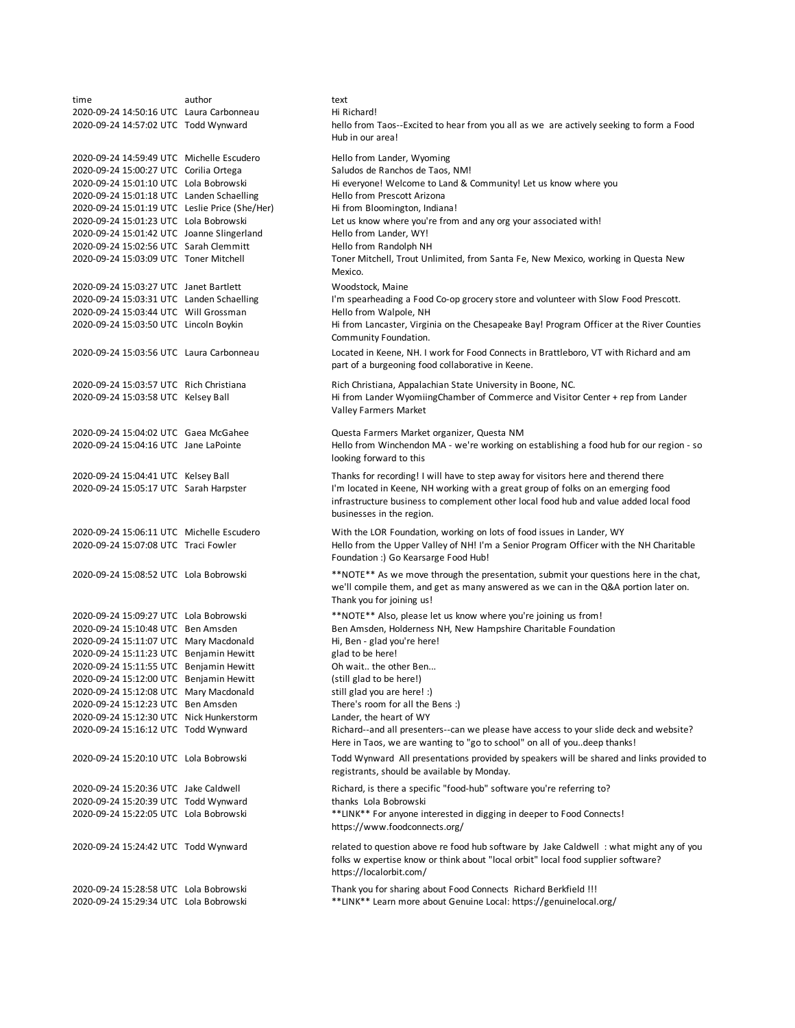| time | author | text |
| --- | --- | --- |
| 2020-09-24 14:50:16 UTC | Laura Carbonneau | Hi Richard! |
| 2020-09-24 14:57:02 UTC | Todd Wynward | hello from Taos--Excited to hear from you all as we are actively seeking to form a Food Hub in our area! |
| 2020-09-24 14:59:49 UTC | Michelle Escudero | Hello from Lander, Wyoming |
| 2020-09-24 15:00:27 UTC | Corilia Ortega | Saludos de Ranchos de Taos, NM! |
| 2020-09-24 15:01:10 UTC | Lola Bobrowski | Hi everyone! Welcome to Land & Community! Let us know where you |
| 2020-09-24 15:01:18 UTC | Landen Schaelling | Hello from Prescott Arizona |
| 2020-09-24 15:01:19 UTC | Leslie Price (She/Her) | Hi from Bloomington, Indiana! |
| 2020-09-24 15:01:23 UTC | Lola Bobrowski | Let us know where you're from and any org your associated with! |
| 2020-09-24 15:01:42 UTC | Joanne Slingerland | Hello from Lander, WY! |
| 2020-09-24 15:02:56 UTC | Sarah Clemmitt | Hello from Randolph NH |
| 2020-09-24 15:03:09 UTC | Toner Mitchell | Toner Mitchell, Trout Unlimited, from Santa Fe, New Mexico, working in Questa New Mexico. |
| 2020-09-24 15:03:27 UTC | Janet Bartlett | Woodstock, Maine |
| 2020-09-24 15:03:31 UTC | Landen Schaelling | I'm spearheading a Food Co-op grocery store and volunteer with Slow Food Prescott. |
| 2020-09-24 15:03:44 UTC | Will Grossman | Hello from Walpole, NH |
| 2020-09-24 15:03:50 UTC | Lincoln Boykin | Hi from Lancaster, Virginia on the Chesapeake Bay! Program Officer at the River Counties Community Foundation. |
| 2020-09-24 15:03:56 UTC | Laura Carbonneau | Located in Keene, NH. I work for Food Connects in Brattleboro, VT with Richard and am part of a burgeoning food collaborative in Keene. |
| 2020-09-24 15:03:57 UTC | Rich Christiana | Rich Christiana, Appalachian State University in Boone, NC. |
| 2020-09-24 15:03:58 UTC | Kelsey Ball | Hi from Lander WyomiingChamber of Commerce and Visitor Center + rep from Lander Valley Farmers Market |
| 2020-09-24 15:04:02 UTC | Gaea McGahee | Questa Farmers Market organizer, Questa NM |
| 2020-09-24 15:04:16 UTC | Jane LaPointe | Hello from Winchendon MA - we're working on establishing a food hub for our region - so looking forward to this |
| 2020-09-24 15:04:41 UTC | Kelsey Ball | Thanks for recording! I will have to step away for visitors here and therend there |
| 2020-09-24 15:05:17 UTC | Sarah Harpster | I'm located in Keene, NH working with a great group of folks on an emerging food infrastructure business to complement other local food hub and value added local food businesses in the region. |
| 2020-09-24 15:06:11 UTC | Michelle Escudero | With the LOR Foundation, working on lots of food issues in Lander, WY |
| 2020-09-24 15:07:08 UTC | Traci Fowler | Hello from the Upper Valley of NH! I'm a Senior Program Officer with the NH Charitable Foundation :) Go Kearsarge Food Hub! |
| 2020-09-24 15:08:52 UTC | Lola Bobrowski | **NOTE** As we move through the presentation, submit your questions here in the chat, we'll compile them, and get as many answered as we can in the Q&A portion later on. Thank you for joining us! |
| 2020-09-24 15:09:27 UTC | Lola Bobrowski | **NOTE** Also, please let us know where you're joining us from! |
| 2020-09-24 15:10:48 UTC | Ben Amsden | Ben Amsden, Holderness NH, New Hampshire Charitable Foundation |
| 2020-09-24 15:11:07 UTC | Mary Macdonald | Hi, Ben - glad you're here! |
| 2020-09-24 15:11:23 UTC | Benjamin Hewitt | glad to be here! |
| 2020-09-24 15:11:55 UTC | Benjamin Hewitt | Oh wait.. the other Ben... |
| 2020-09-24 15:12:00 UTC | Benjamin Hewitt | (still glad to be here!) |
| 2020-09-24 15:12:08 UTC | Mary Macdonald | still glad you are here! :) |
| 2020-09-24 15:12:23 UTC | Ben Amsden | There's room for all the Bens :) |
| 2020-09-24 15:12:30 UTC | Nick Hunkerstorm | Lander, the heart of WY |
| 2020-09-24 15:16:12 UTC | Todd Wynward | Richard--and all presenters--can we please have access to your slide deck and website? Here in Taos, we are wanting to "go to school" on all of you..deep thanks! |
| 2020-09-24 15:20:10 UTC | Lola Bobrowski | Todd Wynward All presentations provided by speakers will be shared and links provided to registrants, should be available by Monday. |
| 2020-09-24 15:20:36 UTC | Jake Caldwell | Richard, is there a specific "food-hub" software you're referring to? |
| 2020-09-24 15:20:39 UTC | Todd Wynward | thanks Lola Bobrowski |
| 2020-09-24 15:22:05 UTC | Lola Bobrowski | **LINK** For anyone interested in digging in deeper to Food Connects! https://www.foodconnects.org/ |
| 2020-09-24 15:24:42 UTC | Todd Wynward | related to question above re food hub software by Jake Caldwell : what might any of you folks w expertise know or think about "local orbit" local food supplier software? https://localorbit.com/ |
| 2020-09-24 15:28:58 UTC | Lola Bobrowski | Thank you for sharing about Food Connects Richard Berkfield !!! |
| 2020-09-24 15:29:34 UTC | Lola Bobrowski | **LINK** Learn more about Genuine Local: https://genuinelocal.org/ |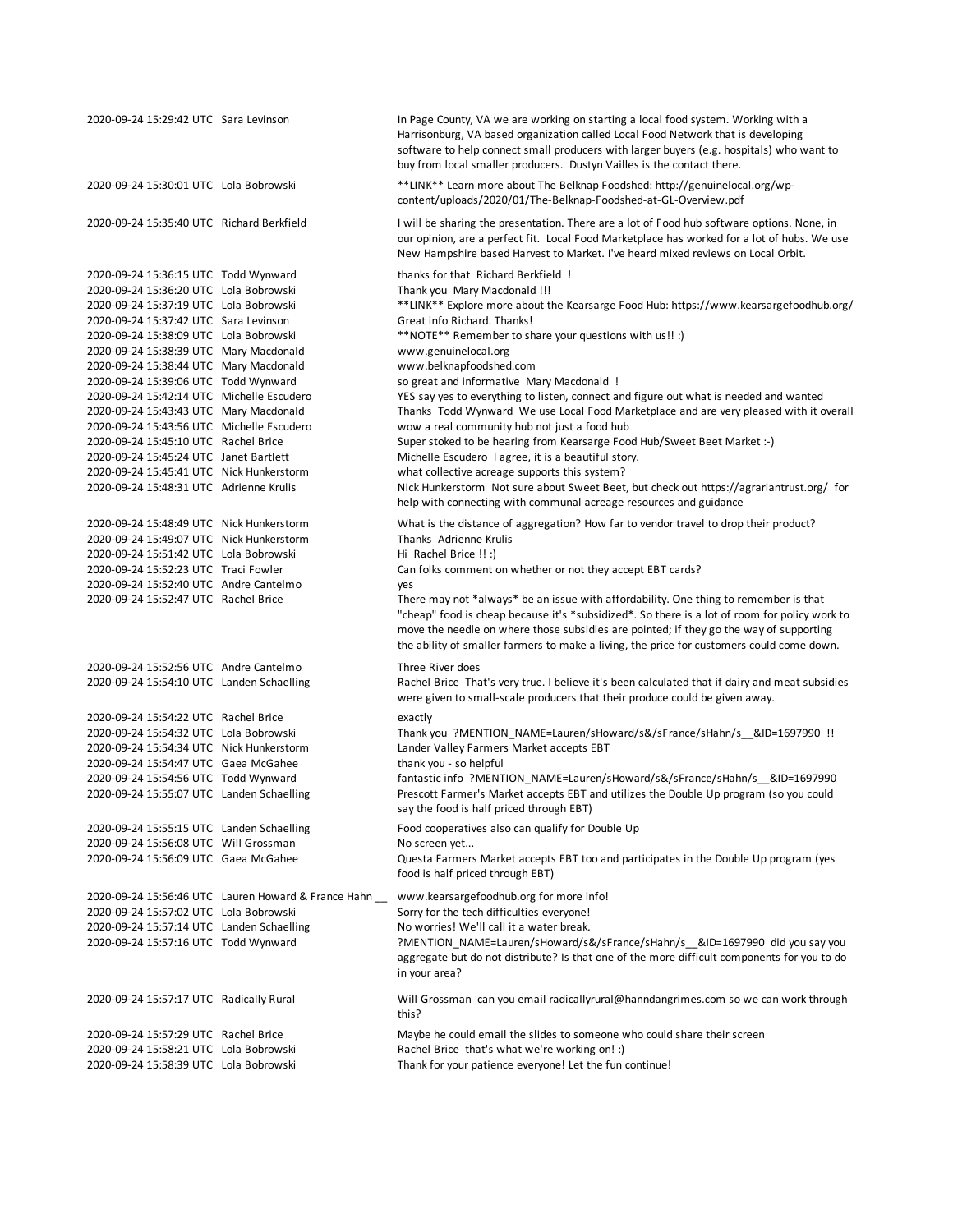| | | |
|---|---|---|
| 2020-09-24 15:29:42 UTC | Sara Levinson | In Page County, VA we are working on starting a local food system. Working with a Harrisonburg, VA based organization called Local Food Network that is developing software to help connect small producers with larger buyers (e.g. hospitals) who want to buy from local smaller producers. Dustyn Vailles is the contact there. |
| 2020-09-24 15:30:01 UTC | Lola Bobrowski | **LINK** Learn more about The Belknap Foodshed: http://genuinelocal.org/wp-content/uploads/2020/01/The-Belknap-Foodshed-at-GL-Overview.pdf |
| 2020-09-24 15:35:40 UTC | Richard Berkfield | I will be sharing the presentation. There are a lot of Food hub software options. None, in our opinion, are a perfect fit. Local Food Marketplace has worked for a lot of hubs. We use New Hampshire based Harvest to Market. I've heard mixed reviews on Local Orbit. |
| 2020-09-24 15:36:15 UTC | Todd Wynward | thanks for that Richard Berkfield ! |
| 2020-09-24 15:36:20 UTC | Lola Bobrowski | Thank you Mary Macdonald !!! |
| 2020-09-24 15:37:19 UTC | Lola Bobrowski | **LINK** Explore more about the Kearsarge Food Hub: https://www.kearsargefoodhub.org/ |
| 2020-09-24 15:37:42 UTC | Sara Levinson | Great info Richard. Thanks! |
| 2020-09-24 15:38:09 UTC | Lola Bobrowski | **NOTE** Remember to share your questions with us!! :) |
| 2020-09-24 15:38:39 UTC | Mary Macdonald | www.genuinelocal.org |
| 2020-09-24 15:38:44 UTC | Mary Macdonald | www.belknapfoodshed.com |
| 2020-09-24 15:39:06 UTC | Todd Wynward | so great and informative Mary Macdonald ! |
| 2020-09-24 15:42:14 UTC | Michelle Escudero | YES say yes to everything to listen, connect and figure out what is needed and wanted |
| 2020-09-24 15:43:43 UTC | Mary Macdonald | Thanks Todd Wynward We use Local Food Marketplace and are very pleased with it overall |
| 2020-09-24 15:43:56 UTC | Michelle Escudero | wow a real community hub not just a food hub |
| 2020-09-24 15:45:10 UTC | Rachel Brice | Super stoked to be hearing from Kearsarge Food Hub/Sweet Beet Market :-) |
| 2020-09-24 15:45:24 UTC | Janet Bartlett | Michelle Escudero I agree, it is a beautiful story. |
| 2020-09-24 15:45:41 UTC | Nick Hunkerstorm | what collective acreage supports this system? |
| 2020-09-24 15:48:31 UTC | Adrienne Krulis | Nick Hunkerstorm Not sure about Sweet Beet, but check out https://agrariantrust.org/ for help with connecting with communal acreage resources and guidance |
| 2020-09-24 15:48:49 UTC | Nick Hunkerstorm | What is the distance of aggregation? How far to vendor travel to drop their product? |
| 2020-09-24 15:49:07 UTC | Nick Hunkerstorm | Thanks Adrienne Krulis |
| 2020-09-24 15:51:42 UTC | Lola Bobrowski | Hi Rachel Brice !! :) |
| 2020-09-24 15:52:23 UTC | Traci Fowler | Can folks comment on whether or not they accept EBT cards? |
| 2020-09-24 15:52:40 UTC | Andre Cantelmo | yes |
| 2020-09-24 15:52:47 UTC | Rachel Brice | There may not *always* be an issue with affordability. One thing to remember is that "cheap" food is cheap because it's *subsidized*. So there is a lot of room for policy work to move the needle on where those subsidies are pointed; if they go the way of supporting the ability of smaller farmers to make a living, the price for customers could come down. |
| 2020-09-24 15:52:56 UTC | Andre Cantelmo | Three River does |
| 2020-09-24 15:54:10 UTC | Landen Schaelling | Rachel Brice That's very true. I believe it's been calculated that if dairy and meat subsidies were given to small-scale producers that their produce could be given away. |
| 2020-09-24 15:54:22 UTC | Rachel Brice | exactly |
| 2020-09-24 15:54:32 UTC | Lola Bobrowski | Thank you ?MENTION_NAME=Lauren/sHoward/s&/sFrance/sHahn/s__&ID=1697990 !! |
| 2020-09-24 15:54:34 UTC | Nick Hunkerstorm | Lander Valley Farmers Market accepts EBT |
| 2020-09-24 15:54:47 UTC | Gaea McGahee | thank you - so helpful |
| 2020-09-24 15:54:56 UTC | Todd Wynward | fantastic info ?MENTION_NAME=Lauren/sHoward/s&/sFrance/sHahn/s__&ID=1697990 |
| 2020-09-24 15:55:07 UTC | Landen Schaelling | Prescott Farmer's Market accepts EBT and utilizes the Double Up program (so you could say the food is half priced through EBT) |
| 2020-09-24 15:55:15 UTC | Landen Schaelling | Food cooperatives also can qualify for Double Up |
| 2020-09-24 15:56:08 UTC | Will Grossman | No screen yet... |
| 2020-09-24 15:56:09 UTC | Gaea McGahee | Questa Farmers Market accepts EBT too and participates in the Double Up program (yes food is half priced through EBT) |
| 2020-09-24 15:56:46 UTC | Lauren Howard & France Hahn __ | www.kearsargefoodhub.org for more info! |
| 2020-09-24 15:57:02 UTC | Lola Bobrowski | Sorry for the tech difficulties everyone! |
| 2020-09-24 15:57:14 UTC | Landen Schaelling | No worries! We'll call it a water break. |
| 2020-09-24 15:57:16 UTC | Todd Wynward | ?MENTION_NAME=Lauren/sHoward/s&/sFrance/sHahn/s__&ID=1697990 did you say you aggregate but do not distribute? Is that one of the more difficult components for you to do in your area? |
| 2020-09-24 15:57:17 UTC | Radically Rural | Will Grossman can you email radicallyrural@hanndangrimes.com so we can work through this? |
| 2020-09-24 15:57:29 UTC | Rachel Brice | Maybe he could email the slides to someone who could share their screen |
| 2020-09-24 15:58:21 UTC | Lola Bobrowski | Rachel Brice that's what we're working on! :) |
| 2020-09-24 15:58:39 UTC | Lola Bobrowski | Thank for your patience everyone! Let the fun continue! |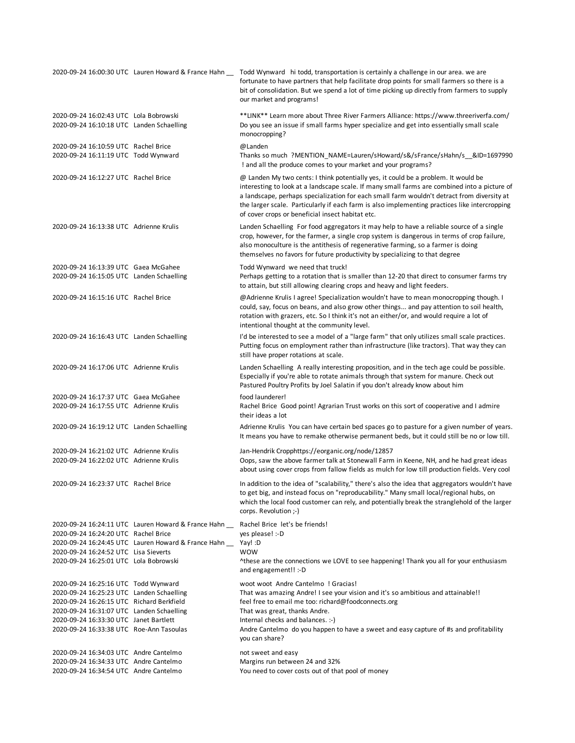| | | |
|---|---|---|
| 2020-09-24 16:00:30 UTC | Lauren Howard & France Hahn __ | Todd Wynward  hi todd, transportation is certainly a challenge in our area. we are fortunate to have partners that help facilitate drop points for small farmers so there is a bit of consolidation. But we spend a lot of time picking up directly from farmers to supply our market and programs! |
| 2020-09-24 16:02:43 UTC | Lola Bobrowski | **LINK** Learn more about Three River Farmers Alliance: https://www.threeriverfa.com/ |
| 2020-09-24 16:10:18 UTC | Landen Schaelling | Do you see an issue if small farms hyper specialize and get into essentially small scale monocropping? |
| 2020-09-24 16:10:59 UTC | Rachel Brice | @Landen |
| 2020-09-24 16:11:19 UTC | Todd Wynward | Thanks so much  ?MENTION_NAME=Lauren/sHoward/s&/sFrance/sHahn/s__&ID=1697990 ! and all the produce comes to your market and your programs? |
| 2020-09-24 16:12:27 UTC | Rachel Brice | @ Landen My two cents: I think potentially yes, it could be a problem. It would be interesting to look at a landscape scale. If many small farms are combined into a picture of a landscape, perhaps specialization for each small farm wouldn't detract from diversity at the larger scale.  Particularly if each farm is also implementing practices like intercropping of cover crops or beneficial insect habitat etc. |
| 2020-09-24 16:13:38 UTC | Adrienne Krulis | Landen Schaelling  For food aggregators it may help to have a reliable source of a single crop, however, for the farmer, a single crop system is dangerous in terms of crop failure, also monoculture is the antithesis of regenerative farming, so a farmer is doing themselves no favors for future productivity by specializing to that degree |
| 2020-09-24 16:13:39 UTC | Gaea McGahee | Todd Wynward  we need that truck! |
| 2020-09-24 16:15:05 UTC | Landen Schaelling | Perhaps getting to a rotation that is smaller than 12-20 that direct to consumer farms try to attain, but still allowing clearing crops and heavy and light feeders. |
| 2020-09-24 16:15:16 UTC | Rachel Brice | @Adrienne Krulis I agree! Specialization wouldn't have to mean monocropping though. I could, say, focus on beans, and also grow other things... and pay attention to soil health, rotation with grazers, etc. So I think it's not an either/or, and would require a lot of intentional thought at the community level. |
| 2020-09-24 16:16:43 UTC | Landen Schaelling | I'd be interested to see a model of a "large farm" that only utilizes small scale practices. Putting focus on employment rather than infrastructure (like tractors). That way they can still have proper rotations at scale. |
| 2020-09-24 16:17:06 UTC | Adrienne Krulis | Landen Schaelling  A really interesting proposition, and in the tech age could be possible. Especially if you're able to rotate animals through that system for manure. Check out Pastured Poultry Profits by Joel Salatin if you don't already know about him |
| 2020-09-24 16:17:37 UTC | Gaea McGahee | food launderer! |
| 2020-09-24 16:17:55 UTC | Adrienne Krulis | Rachel Brice  Good point! Agrarian Trust works on this sort of cooperative and I admire their ideas a lot |
| 2020-09-24 16:19:12 UTC | Landen Schaelling | Adrienne Krulis  You can have certain bed spaces go to pasture for a given number of years. It means you have to remake otherwise permanent beds, but it could still be no or low till. |
| 2020-09-24 16:21:02 UTC | Adrienne Krulis | Jan-Hendrik Cropphttps://eorganic.org/node/12857 |
| 2020-09-24 16:22:02 UTC | Adrienne Krulis | Oops, saw the above farmer talk at Stonewall Farm in Keene, NH, and he had great ideas about using cover crops from fallow fields as mulch for low till production fields. Very cool |
| 2020-09-24 16:23:37 UTC | Rachel Brice | In addition to the idea of "scalability," there's also the idea that aggregators wouldn't have to get big, and instead focus on "reproducability." Many small local/regional hubs, on which the local food customer can rely, and potentially break the stranglehold of the larger corps. Revolution ;-) |
| 2020-09-24 16:24:11 UTC | Lauren Howard & France Hahn __ | Rachel Brice  let's be friends! |
| 2020-09-24 16:24:20 UTC | Rachel Brice | yes please! :-D |
| 2020-09-24 16:24:45 UTC | Lauren Howard & France Hahn __ | Yay! :D |
| 2020-09-24 16:24:52 UTC | Lisa Sieverts | WOW |
| 2020-09-24 16:25:01 UTC | Lola Bobrowski | ^these are the connections we LOVE to see happening! Thank you all for your enthusiasm and engagement!! :-D |
| 2020-09-24 16:25:16 UTC | Todd Wynward | woot woot  Andre Cantelmo  ! Gracias! |
| 2020-09-24 16:25:23 UTC | Landen Schaelling | That was amazing Andre! I see your vision and it's so ambitious and attainable!! |
| 2020-09-24 16:26:15 UTC | Richard Berkfield | feel free to email me too: richard@foodconnects.org |
| 2020-09-24 16:31:07 UTC | Landen Schaelling | That was great, thanks Andre. |
| 2020-09-24 16:33:30 UTC | Janet Bartlett | Internal checks and balances. :-) |
| 2020-09-24 16:33:38 UTC | Roe-Ann Tasoulas | Andre Cantelmo  do you happen to have a sweet and easy capture of #s and profitability you can share? |
| 2020-09-24 16:34:03 UTC | Andre Cantelmo | not sweet and easy |
| 2020-09-24 16:34:33 UTC | Andre Cantelmo | Margins run between 24 and 32% |
| 2020-09-24 16:34:54 UTC | Andre Cantelmo | You need to cover costs out of that pool of money |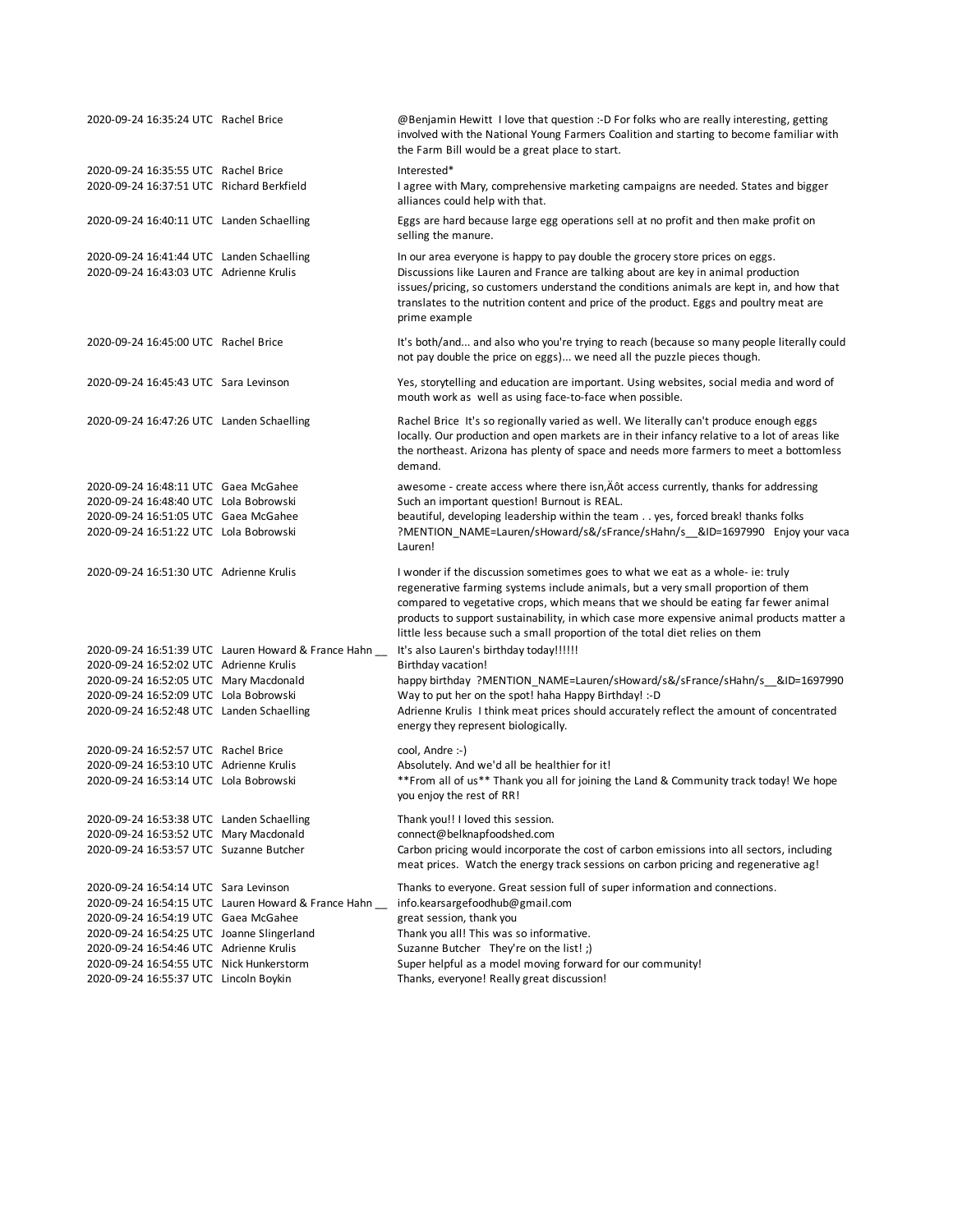| | | |
|---|---|---|
| 2020-09-24 16:35:24 UTC | Rachel Brice | @Benjamin Hewitt I love that question :-D For folks who are really interesting, getting involved with the National Young Farmers Coalition and starting to become familiar with the Farm Bill would be a great place to start. |
| 2020-09-24 16:35:55 UTC | Rachel Brice | Interested* |
| 2020-09-24 16:37:51 UTC | Richard Berkfield | I agree with Mary, comprehensive marketing campaigns are needed. States and bigger alliances could help with that. |
| 2020-09-24 16:40:11 UTC | Landen Schaelling | Eggs are hard because large egg operations sell at no profit and then make profit on selling the manure. |
| 2020-09-24 16:41:44 UTC | Landen Schaelling | In our area everyone is happy to pay double the grocery store prices on eggs. |
| 2020-09-24 16:43:03 UTC | Adrienne Krulis | Discussions like Lauren and France are talking about are key in animal production issues/pricing, so customers understand the conditions animals are kept in, and how that translates to the nutrition content and price of the product. Eggs and poultry meat are prime example |
| 2020-09-24 16:45:00 UTC | Rachel Brice | It's both/and... and also who you're trying to reach (because so many people literally could not pay double the price on eggs)... we need all the puzzle pieces though. |
| 2020-09-24 16:45:43 UTC | Sara Levinson | Yes, storytelling and education are important. Using websites, social media and word of mouth work as well as using face-to-face when possible. |
| 2020-09-24 16:47:26 UTC | Landen Schaelling | Rachel Brice It's so regionally varied as well. We literally can't produce enough eggs locally. Our production and open markets are in their infancy relative to a lot of areas like the northeast. Arizona has plenty of space and needs more farmers to meet a bottomless demand. |
| 2020-09-24 16:48:11 UTC | Gaea McGahee | awesome - create access where there isn,Äôt access currently, thanks for addressing |
| 2020-09-24 16:48:40 UTC | Lola Bobrowski | Such an important question! Burnout is REAL. |
| 2020-09-24 16:51:05 UTC | Gaea McGahee | beautiful, developing leadership within the team . . yes, forced break! thanks folks |
| 2020-09-24 16:51:22 UTC | Lola Bobrowski | ?MENTION_NAME=Lauren/sHoward/s&/sFrance/sHahn/s__&ID=1697990 Enjoy your vaca Lauren! |
| 2020-09-24 16:51:30 UTC | Adrienne Krulis | I wonder if the discussion sometimes goes to what we eat as a whole- ie: truly regenerative farming systems include animals, but a very small proportion of them compared to vegetative crops, which means that we should be eating far fewer animal products to support sustainability, in which case more expensive animal products matter a little less because such a small proportion of the total diet relies on them |
| 2020-09-24 16:51:39 UTC | Lauren Howard & France Hahn __ | It's also Lauren's birthday today!!!!!! |
| 2020-09-24 16:52:02 UTC | Adrienne Krulis | Birthday vacation! |
| 2020-09-24 16:52:05 UTC | Mary Macdonald | happy birthday ?MENTION_NAME=Lauren/sHoward/s&/sFrance/sHahn/s__&ID=1697990 |
| 2020-09-24 16:52:09 UTC | Lola Bobrowski | Way to put her on the spot! haha Happy Birthday! :-D |
| 2020-09-24 16:52:48 UTC | Landen Schaelling | Adrienne Krulis I think meat prices should accurately reflect the amount of concentrated energy they represent biologically. |
| 2020-09-24 16:52:57 UTC | Rachel Brice | cool, Andre :-) |
| 2020-09-24 16:53:10 UTC | Adrienne Krulis | Absolutely. And we'd all be healthier for it! |
| 2020-09-24 16:53:14 UTC | Lola Bobrowski | **From all of us** Thank you all for joining the Land & Community track today! We hope you enjoy the rest of RR! |
| 2020-09-24 16:53:38 UTC | Landen Schaelling | Thank you!! I loved this session. |
| 2020-09-24 16:53:52 UTC | Mary Macdonald | connect@belknapfoodshed.com |
| 2020-09-24 16:53:57 UTC | Suzanne Butcher | Carbon pricing would incorporate the cost of carbon emissions into all sectors, including meat prices. Watch the energy track sessions on carbon pricing and regenerative ag! |
| 2020-09-24 16:54:14 UTC | Sara Levinson | Thanks to everyone. Great session full of super information and connections. |
| 2020-09-24 16:54:15 UTC | Lauren Howard & France Hahn __ | info.kearsargefoodhub@gmail.com |
| 2020-09-24 16:54:19 UTC | Gaea McGahee | great session, thank you |
| 2020-09-24 16:54:25 UTC | Joanne Slingerland | Thank you all! This was so informative. |
| 2020-09-24 16:54:46 UTC | Adrienne Krulis | Suzanne Butcher They're on the list! ;) |
| 2020-09-24 16:54:55 UTC | Nick Hunkerstorm | Super helpful as a model moving forward for our community! |
| 2020-09-24 16:55:37 UTC | Lincoln Boykin | Thanks, everyone! Really great discussion! |